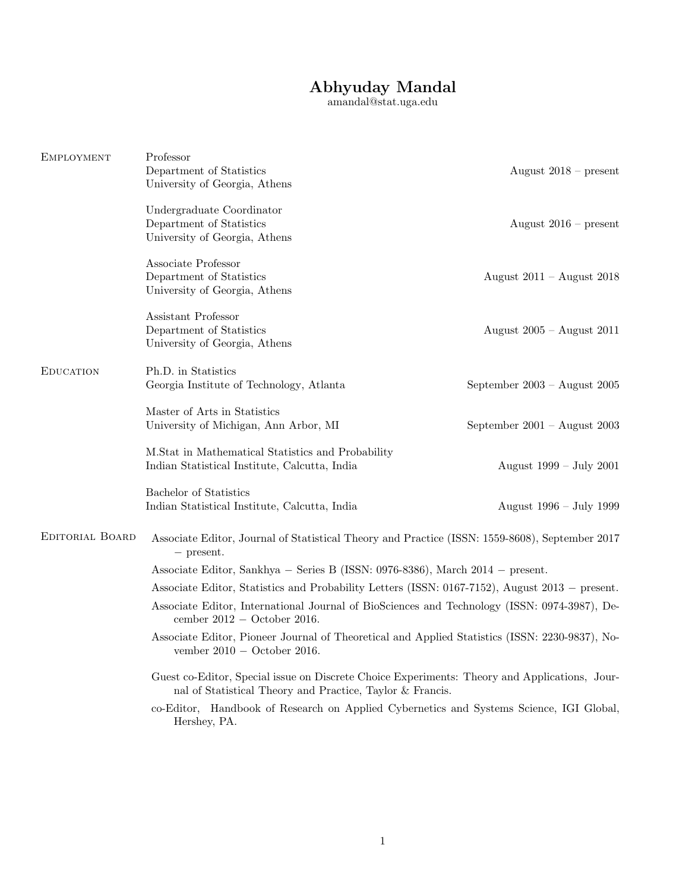# Abhyuday Mandal

amandal@stat.uga.edu

## Employment

Professor
Department of Statistics
University of Georgia, Athens
August 2018 – present

Undergraduate Coordinator
Department of Statistics
University of Georgia, Athens
August 2016 – present

Associate Professor
Department of Statistics
University of Georgia, Athens
August 2011 – August 2018

Assistant Professor
Department of Statistics
University of Georgia, Athens
August 2005 – August 2011

## Education

Ph.D. in Statistics
Georgia Institute of Technology, Atlanta
September 2003 – August 2005

Master of Arts in Statistics
University of Michigan, Ann Arbor, MI
September 2001 – August 2003

M.Stat in Mathematical Statistics and Probability
Indian Statistical Institute, Calcutta, India
August 1999 – July 2001

Bachelor of Statistics
Indian Statistical Institute, Calcutta, India
August 1996 – July 1999

## Editorial Board

Associate Editor, Journal of Statistical Theory and Practice (ISSN: 1559-8608), September 2017 − present.

Associate Editor, Sankhya − Series B (ISSN: 0976-8386), March 2014 − present.

Associate Editor, Statistics and Probability Letters (ISSN: 0167-7152), August 2013 − present.

Associate Editor, International Journal of BioSciences and Technology (ISSN: 0974-3987), December 2012 − October 2016.

Associate Editor, Pioneer Journal of Theoretical and Applied Statistics (ISSN: 2230-9837), November 2010 − October 2016.

Guest co-Editor, Special issue on Discrete Choice Experiments: Theory and Applications, Journal of Statistical Theory and Practice, Taylor & Francis.

co-Editor, Handbook of Research on Applied Cybernetics and Systems Science, IGI Global, Hershey, PA.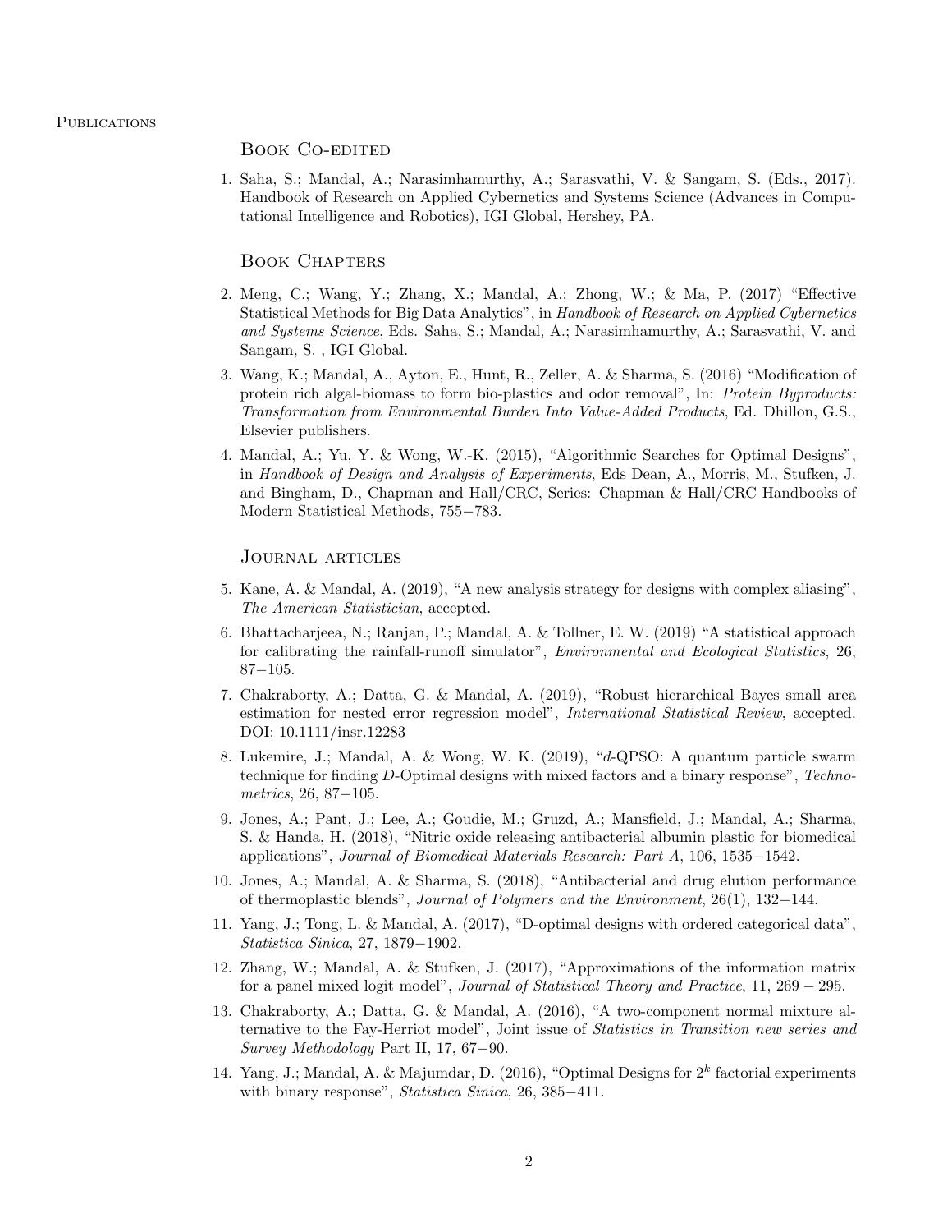## Publications

### Book Co-edited

1. Saha, S.; Mandal, A.; Narasimhamurthy, A.; Sarasvathi, V. & Sangam, S. (Eds., 2017). Handbook of Research on Applied Cybernetics and Systems Science (Advances in Computational Intelligence and Robotics), IGI Global, Hershey, PA.

### Book Chapters

2. Meng, C.; Wang, Y.; Zhang, X.; Mandal, A.; Zhong, W.; & Ma, P. (2017) "Effective Statistical Methods for Big Data Analytics", in *Handbook of Research on Applied Cybernetics and Systems Science*, Eds. Saha, S.; Mandal, A.; Narasimhamurthy, A.; Sarasvathi, V. and Sangam, S. , IGI Global.
3. Wang, K.; Mandal, A., Ayton, E., Hunt, R., Zeller, A. & Sharma, S. (2016) "Modification of protein rich algal-biomass to form bio-plastics and odor removal", In: *Protein Byproducts: Transformation from Environmental Burden Into Value-Added Products*, Ed. Dhillon, G.S., Elsevier publishers.
4. Mandal, A.; Yu, Y. & Wong, W.-K. (2015), "Algorithmic Searches for Optimal Designs", in *Handbook of Design and Analysis of Experiments*, Eds Dean, A., Morris, M., Stufken, J. and Bingham, D., Chapman and Hall/CRC, Series: Chapman & Hall/CRC Handbooks of Modern Statistical Methods, 755−783.

### Journal articles

5. Kane, A. & Mandal, A. (2019), "A new analysis strategy for designs with complex aliasing", *The American Statistician*, accepted.
6. Bhattacharjeea, N.; Ranjan, P.; Mandal, A. & Tollner, E. W. (2019) "A statistical approach for calibrating the rainfall-runoff simulator", *Environmental and Ecological Statistics*, 26, 87−105.
7. Chakraborty, A.; Datta, G. & Mandal, A. (2019), "Robust hierarchical Bayes small area estimation for nested error regression model", *International Statistical Review*, accepted. DOI: 10.1111/insr.12283
8. Lukemire, J.; Mandal, A. & Wong, W. K. (2019), "$d$-QPSO: A quantum particle swarm technique for finding $D$-Optimal designs with mixed factors and a binary response", *Technometrics*, 26, 87−105.
9. Jones, A.; Pant, J.; Lee, A.; Goudie, M.; Gruzd, A.; Mansfield, J.; Mandal, A.; Sharma, S. & Handa, H. (2018), "Nitric oxide releasing antibacterial albumin plastic for biomedical applications", *Journal of Biomedical Materials Research: Part A*, 106, 1535−1542.
10. Jones, A.; Mandal, A. & Sharma, S. (2018), "Antibacterial and drug elution performance of thermoplastic blends", *Journal of Polymers and the Environment*, 26(1), 132−144.
11. Yang, J.; Tong, L. & Mandal, A. (2017), "D-optimal designs with ordered categorical data", *Statistica Sinica*, 27, 1879−1902.
12. Zhang, W.; Mandal, A. & Stufken, J. (2017), "Approximations of the information matrix for a panel mixed logit model", *Journal of Statistical Theory and Practice*, 11, 269 − 295.
13. Chakraborty, A.; Datta, G. & Mandal, A. (2016), "A two-component normal mixture alternative to the Fay-Herriot model", Joint issue of *Statistics in Transition new series and Survey Methodology* Part II, 17, 67−90.
14. Yang, J.; Mandal, A. & Majumdar, D. (2016), "Optimal Designs for $2^k$ factorial experiments with binary response", *Statistica Sinica*, 26, 385−411.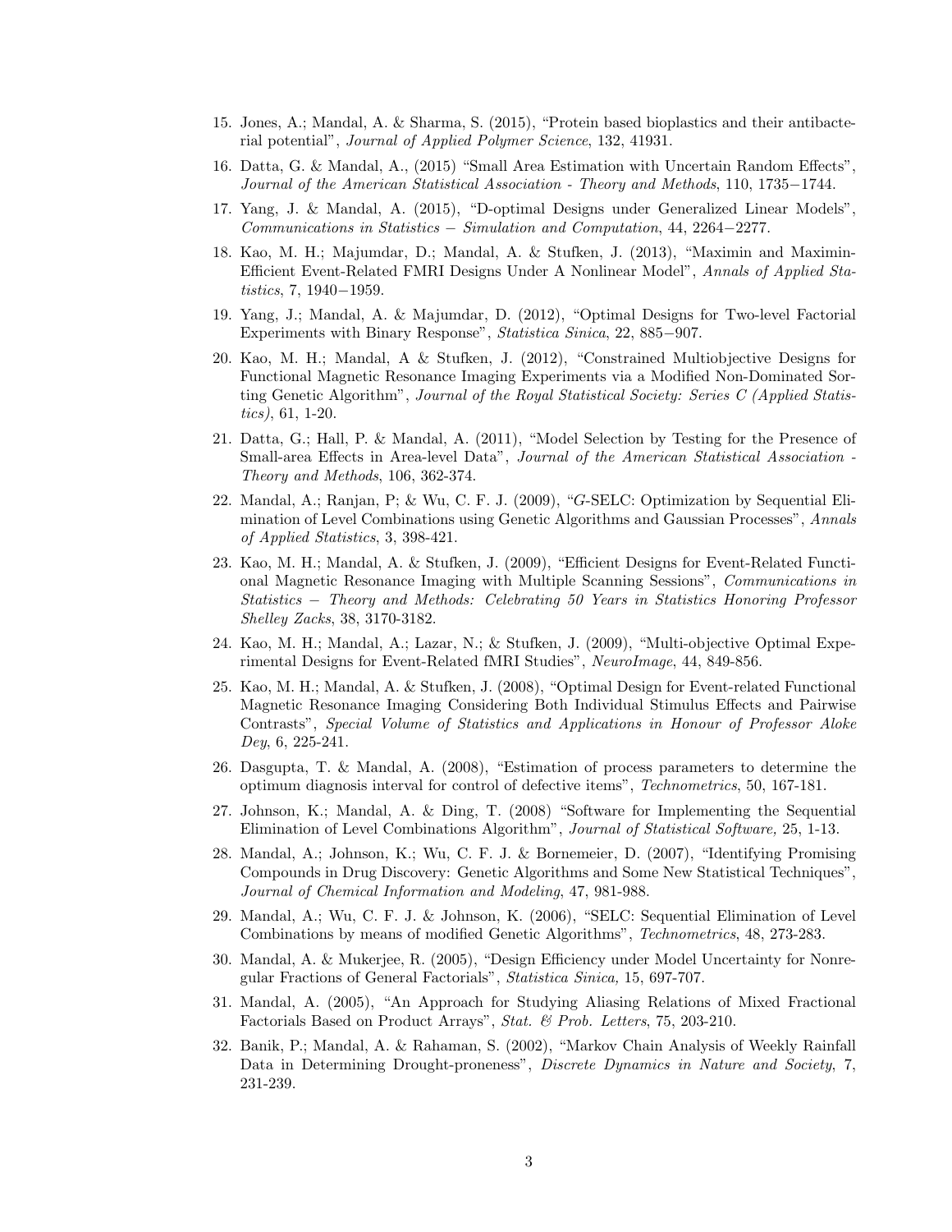15. Jones, A.; Mandal, A. & Sharma, S. (2015), "Protein based bioplastics and their antibacterial potential", *Journal of Applied Polymer Science*, 132, 41931.

16. Datta, G. & Mandal, A., (2015) "Small Area Estimation with Uncertain Random Effects", *Journal of the American Statistical Association - Theory and Methods*, 110, 1735−1744.

17. Yang, J. & Mandal, A. (2015), "D-optimal Designs under Generalized Linear Models", *Communications in Statistics − Simulation and Computation*, 44, 2264−2277.

18. Kao, M. H.; Majumdar, D.; Mandal, A. & Stufken, J. (2013), "Maximin and Maximin-Efficient Event-Related FMRI Designs Under A Nonlinear Model", *Annals of Applied Statistics*, 7, 1940−1959.

19. Yang, J.; Mandal, A. & Majumdar, D. (2012), "Optimal Designs for Two-level Factorial Experiments with Binary Response", *Statistica Sinica*, 22, 885−907.

20. Kao, M. H.; Mandal, A & Stufken, J. (2012), "Constrained Multiobjective Designs for Functional Magnetic Resonance Imaging Experiments via a Modified Non-Dominated Sorting Genetic Algorithm", *Journal of the Royal Statistical Society: Series C (Applied Statistics)*, 61, 1-20.

21. Datta, G.; Hall, P. & Mandal, A. (2011), "Model Selection by Testing for the Presence of Small-area Effects in Area-level Data", *Journal of the American Statistical Association - Theory and Methods*, 106, 362-374.

22. Mandal, A.; Ranjan, P; & Wu, C. F. J. (2009), "*G*-SELC: Optimization by Sequential Elimination of Level Combinations using Genetic Algorithms and Gaussian Processes", *Annals of Applied Statistics*, 3, 398-421.

23. Kao, M. H.; Mandal, A. & Stufken, J. (2009), "Efficient Designs for Event-Related Functional Magnetic Resonance Imaging with Multiple Scanning Sessions", *Communications in Statistics − Theory and Methods: Celebrating 50 Years in Statistics Honoring Professor Shelley Zacks*, 38, 3170-3182.

24. Kao, M. H.; Mandal, A.; Lazar, N.; & Stufken, J. (2009), "Multi-objective Optimal Experimental Designs for Event-Related fMRI Studies", *NeuroImage*, 44, 849-856.

25. Kao, M. H.; Mandal, A. & Stufken, J. (2008), "Optimal Design for Event-related Functional Magnetic Resonance Imaging Considering Both Individual Stimulus Effects and Pairwise Contrasts", *Special Volume of Statistics and Applications in Honour of Professor Aloke Dey*, 6, 225-241.

26. Dasgupta, T. & Mandal, A. (2008), "Estimation of process parameters to determine the optimum diagnosis interval for control of defective items", *Technometrics*, 50, 167-181.

27. Johnson, K.; Mandal, A. & Ding, T. (2008) "Software for Implementing the Sequential Elimination of Level Combinations Algorithm", *Journal of Statistical Software,* 25, 1-13.

28. Mandal, A.; Johnson, K.; Wu, C. F. J. & Bornemeier, D. (2007), "Identifying Promising Compounds in Drug Discovery: Genetic Algorithms and Some New Statistical Techniques", *Journal of Chemical Information and Modeling*, 47, 981-988.

29. Mandal, A.; Wu, C. F. J. & Johnson, K. (2006), "SELC: Sequential Elimination of Level Combinations by means of modified Genetic Algorithms", *Technometrics*, 48, 273-283.

30. Mandal, A. & Mukerjee, R. (2005), "Design Efficiency under Model Uncertainty for Nonregular Fractions of General Factorials", *Statistica Sinica,* 15, 697-707.

31. Mandal, A. (2005), "An Approach for Studying Aliasing Relations of Mixed Fractional Factorials Based on Product Arrays", *Stat. & Prob. Letters*, 75, 203-210.

32. Banik, P.; Mandal, A. & Rahaman, S. (2002), "Markov Chain Analysis of Weekly Rainfall Data in Determining Drought-proneness", *Discrete Dynamics in Nature and Society*, 7, 231-239.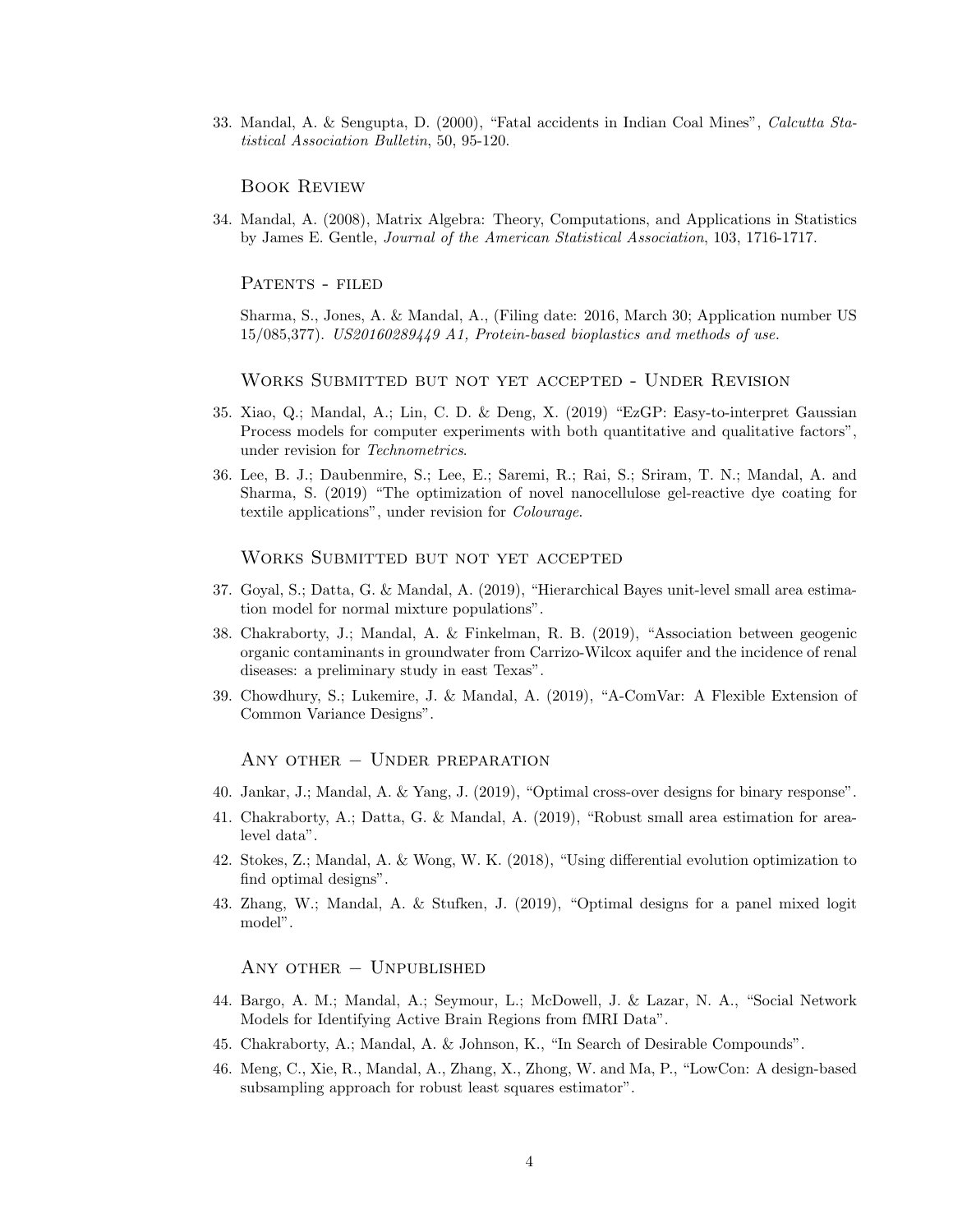33. Mandal, A. & Sengupta, D. (2000), "Fatal accidents in Indian Coal Mines", *Calcutta Statistical Association Bulletin*, 50, 95-120.

### Book Review

34. Mandal, A. (2008), Matrix Algebra: Theory, Computations, and Applications in Statistics by James E. Gentle, *Journal of the American Statistical Association*, 103, 1716-1717.

### Patents - filed

Sharma, S., Jones, A. & Mandal, A., (Filing date: 2016, March 30; Application number US 15/085,377). *US20160289449 A1, Protein-based bioplastics and methods of use.*

### Works Submitted but not yet accepted - Under Revision

35. Xiao, Q.; Mandal, A.; Lin, C. D. & Deng, X. (2019) "EzGP: Easy-to-interpret Gaussian Process models for computer experiments with both quantitative and qualitative factors", under revision for *Technometrics*.
36. Lee, B. J.; Daubenmire, S.; Lee, E.; Saremi, R.; Rai, S.; Sriram, T. N.; Mandal, A. and Sharma, S. (2019) "The optimization of novel nanocellulose gel-reactive dye coating for textile applications", under revision for *Colourage*.

### Works Submitted but not yet accepted

37. Goyal, S.; Datta, G. & Mandal, A. (2019), "Hierarchical Bayes unit-level small area estimation model for normal mixture populations".
38. Chakraborty, J.; Mandal, A. & Finkelman, R. B. (2019), "Association between geogenic organic contaminants in groundwater from Carrizo-Wilcox aquifer and the incidence of renal diseases: a preliminary study in east Texas".
39. Chowdhury, S.; Lukemire, J. & Mandal, A. (2019), "A-ComVar: A Flexible Extension of Common Variance Designs".

### Any other – Under preparation

40. Jankar, J.; Mandal, A. & Yang, J. (2019), "Optimal cross-over designs for binary response".
41. Chakraborty, A.; Datta, G. & Mandal, A. (2019), "Robust small area estimation for area-level data".
42. Stokes, Z.; Mandal, A. & Wong, W. K. (2018), "Using differential evolution optimization to find optimal designs".
43. Zhang, W.; Mandal, A. & Stufken, J. (2019), "Optimal designs for a panel mixed logit model".

### Any other – Unpublished

44. Bargo, A. M.; Mandal, A.; Seymour, L.; McDowell, J. & Lazar, N. A., "Social Network Models for Identifying Active Brain Regions from fMRI Data".
45. Chakraborty, A.; Mandal, A. & Johnson, K., "In Search of Desirable Compounds".
46. Meng, C., Xie, R., Mandal, A., Zhang, X., Zhong, W. and Ma, P., "LowCon: A design-based subsampling approach for robust least squares estimator".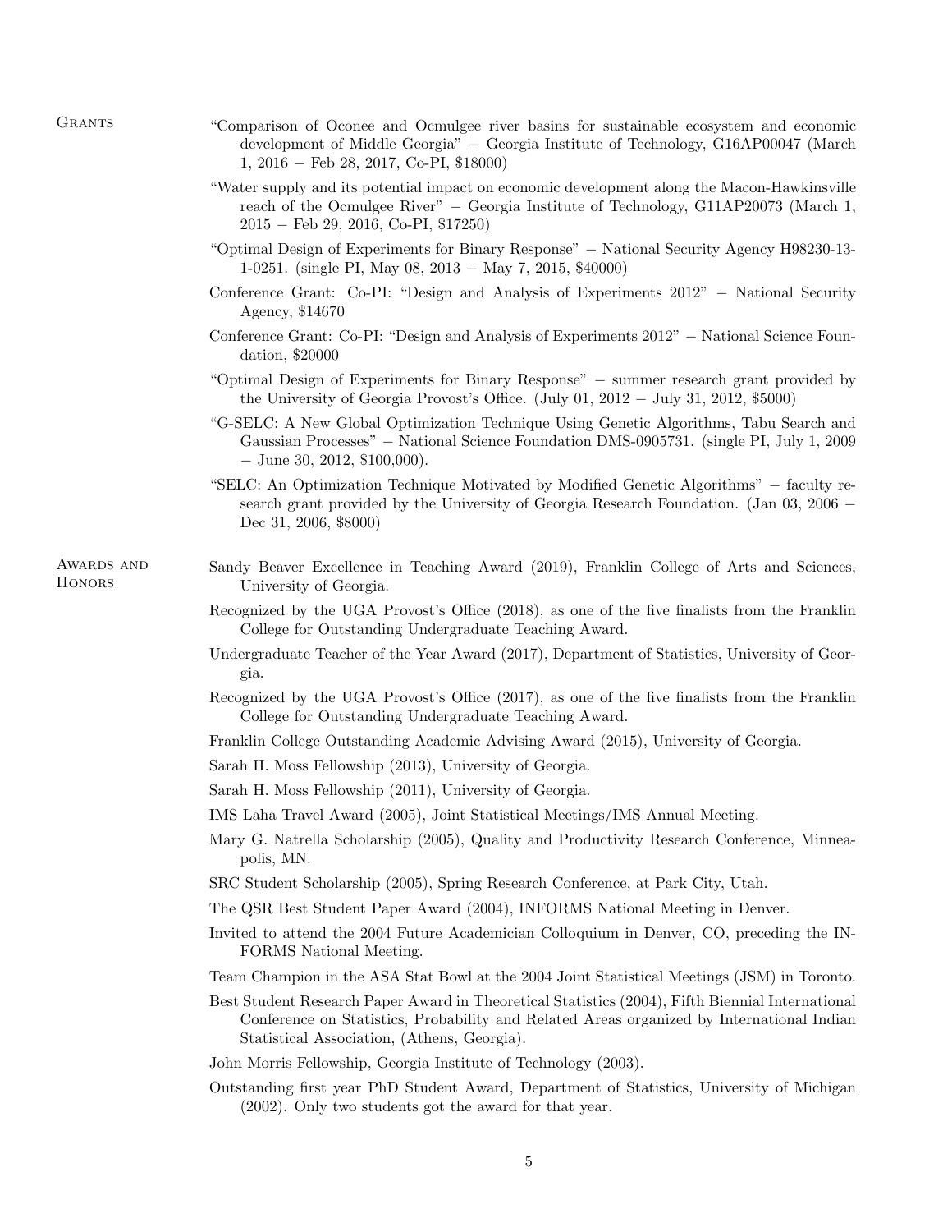## Grants

- "Comparison of Oconee and Ocmulgee river basins for sustainable ecosystem and economic development of Middle Georgia" − Georgia Institute of Technology, G16AP00047 (March 1, 2016 − Feb 28, 2017, Co-PI, $18000)
- "Water supply and its potential impact on economic development along the Macon-Hawkinsville reach of the Ocmulgee River" − Georgia Institute of Technology, G11AP20073 (March 1, 2015 − Feb 29, 2016, Co-PI, $17250)
- "Optimal Design of Experiments for Binary Response" − National Security Agency H98230-13-1-0251. (single PI, May 08, 2013 − May 7, 2015, $40000)
- Conference Grant: Co-PI: "Design and Analysis of Experiments 2012" − National Security Agency, $14670
- Conference Grant: Co-PI: "Design and Analysis of Experiments 2012" − National Science Foundation, $20000
- "Optimal Design of Experiments for Binary Response" − summer research grant provided by the University of Georgia Provost's Office. (July 01, 2012 − July 31, 2012, $5000)
- "G-SELC: A New Global Optimization Technique Using Genetic Algorithms, Tabu Search and Gaussian Processes" − National Science Foundation DMS-0905731. (single PI, July 1, 2009 − June 30, 2012, $100,000).
- "SELC: An Optimization Technique Motivated by Modified Genetic Algorithms" − faculty research grant provided by the University of Georgia Research Foundation. (Jan 03, 2006 − Dec 31, 2006, $8000)

## Awards and Honors

- Sandy Beaver Excellence in Teaching Award (2019), Franklin College of Arts and Sciences, University of Georgia.
- Recognized by the UGA Provost's Office (2018), as one of the five finalists from the Franklin College for Outstanding Undergraduate Teaching Award.
- Undergraduate Teacher of the Year Award (2017), Department of Statistics, University of Georgia.
- Recognized by the UGA Provost's Office (2017), as one of the five finalists from the Franklin College for Outstanding Undergraduate Teaching Award.
- Franklin College Outstanding Academic Advising Award (2015), University of Georgia.
- Sarah H. Moss Fellowship (2013), University of Georgia.
- Sarah H. Moss Fellowship (2011), University of Georgia.
- IMS Laha Travel Award (2005), Joint Statistical Meetings/IMS Annual Meeting.
- Mary G. Natrella Scholarship (2005), Quality and Productivity Research Conference, Minneapolis, MN.
- SRC Student Scholarship (2005), Spring Research Conference, at Park City, Utah.
- The QSR Best Student Paper Award (2004), INFORMS National Meeting in Denver.
- Invited to attend the 2004 Future Academician Colloquium in Denver, CO, preceding the INFORMS National Meeting.
- Team Champion in the ASA Stat Bowl at the 2004 Joint Statistical Meetings (JSM) in Toronto.
- Best Student Research Paper Award in Theoretical Statistics (2004), Fifth Biennial International Conference on Statistics, Probability and Related Areas organized by International Indian Statistical Association, (Athens, Georgia).
- John Morris Fellowship, Georgia Institute of Technology (2003).
- Outstanding first year PhD Student Award, Department of Statistics, University of Michigan (2002). Only two students got the award for that year.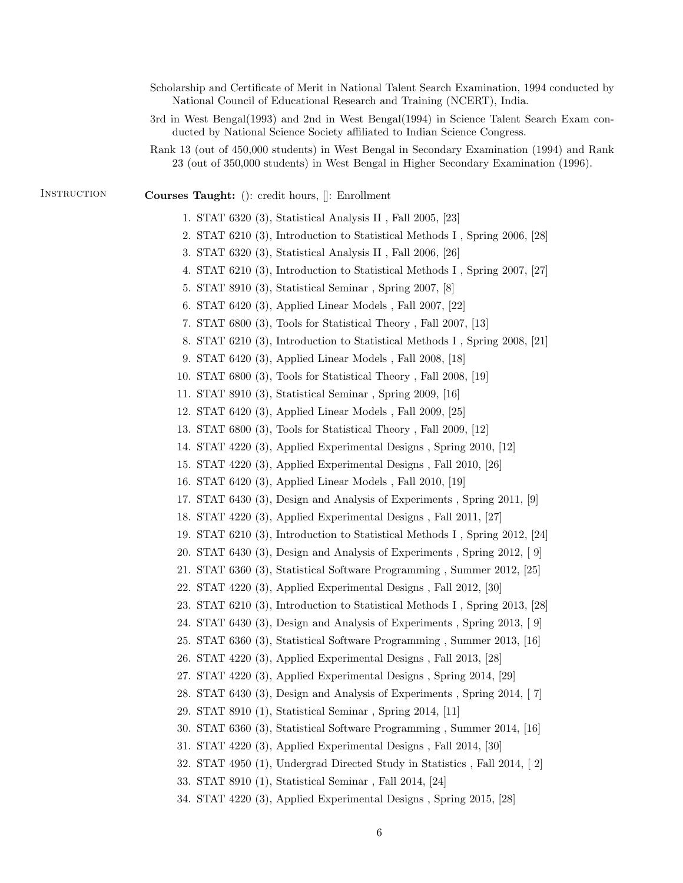Scholarship and Certificate of Merit in National Talent Search Examination, 1994 conducted by National Council of Educational Research and Training (NCERT), India.

3rd in West Bengal(1993) and 2nd in West Bengal(1994) in Science Talent Search Exam conducted by National Science Society affiliated to Indian Science Congress.

Rank 13 (out of 450,000 students) in West Bengal in Secondary Examination (1994) and Rank 23 (out of 350,000 students) in West Bengal in Higher Secondary Examination (1996).

## Instruction

**Courses Taught:** (): credit hours, []: Enrollment

1. STAT 6320 (3), Statistical Analysis II , Fall 2005, [23]
2. STAT 6210 (3), Introduction to Statistical Methods I , Spring 2006, [28]
3. STAT 6320 (3), Statistical Analysis II , Fall 2006, [26]
4. STAT 6210 (3), Introduction to Statistical Methods I , Spring 2007, [27]
5. STAT 8910 (3), Statistical Seminar , Spring 2007, [8]
6. STAT 6420 (3), Applied Linear Models , Fall 2007, [22]
7. STAT 6800 (3), Tools for Statistical Theory , Fall 2007, [13]
8. STAT 6210 (3), Introduction to Statistical Methods I , Spring 2008, [21]
9. STAT 6420 (3), Applied Linear Models , Fall 2008, [18]
10. STAT 6800 (3), Tools for Statistical Theory , Fall 2008, [19]
11. STAT 8910 (3), Statistical Seminar , Spring 2009, [16]
12. STAT 6420 (3), Applied Linear Models , Fall 2009, [25]
13. STAT 6800 (3), Tools for Statistical Theory , Fall 2009, [12]
14. STAT 4220 (3), Applied Experimental Designs , Spring 2010, [12]
15. STAT 4220 (3), Applied Experimental Designs , Fall 2010, [26]
16. STAT 6420 (3), Applied Linear Models , Fall 2010, [19]
17. STAT 6430 (3), Design and Analysis of Experiments , Spring 2011, [9]
18. STAT 4220 (3), Applied Experimental Designs , Fall 2011, [27]
19. STAT 6210 (3), Introduction to Statistical Methods I , Spring 2012, [24]
20. STAT 6430 (3), Design and Analysis of Experiments , Spring 2012, [ 9]
21. STAT 6360 (3), Statistical Software Programming , Summer 2012, [25]
22. STAT 4220 (3), Applied Experimental Designs , Fall 2012, [30]
23. STAT 6210 (3), Introduction to Statistical Methods I , Spring 2013, [28]
24. STAT 6430 (3), Design and Analysis of Experiments , Spring 2013, [ 9]
25. STAT 6360 (3), Statistical Software Programming , Summer 2013, [16]
26. STAT 4220 (3), Applied Experimental Designs , Fall 2013, [28]
27. STAT 4220 (3), Applied Experimental Designs , Spring 2014, [29]
28. STAT 6430 (3), Design and Analysis of Experiments , Spring 2014, [ 7]
29. STAT 8910 (1), Statistical Seminar , Spring 2014, [11]
30. STAT 6360 (3), Statistical Software Programming , Summer 2014, [16]
31. STAT 4220 (3), Applied Experimental Designs , Fall 2014, [30]
32. STAT 4950 (1), Undergrad Directed Study in Statistics , Fall 2014, [ 2]
33. STAT 8910 (1), Statistical Seminar , Fall 2014, [24]
34. STAT 4220 (3), Applied Experimental Designs , Spring 2015, [28]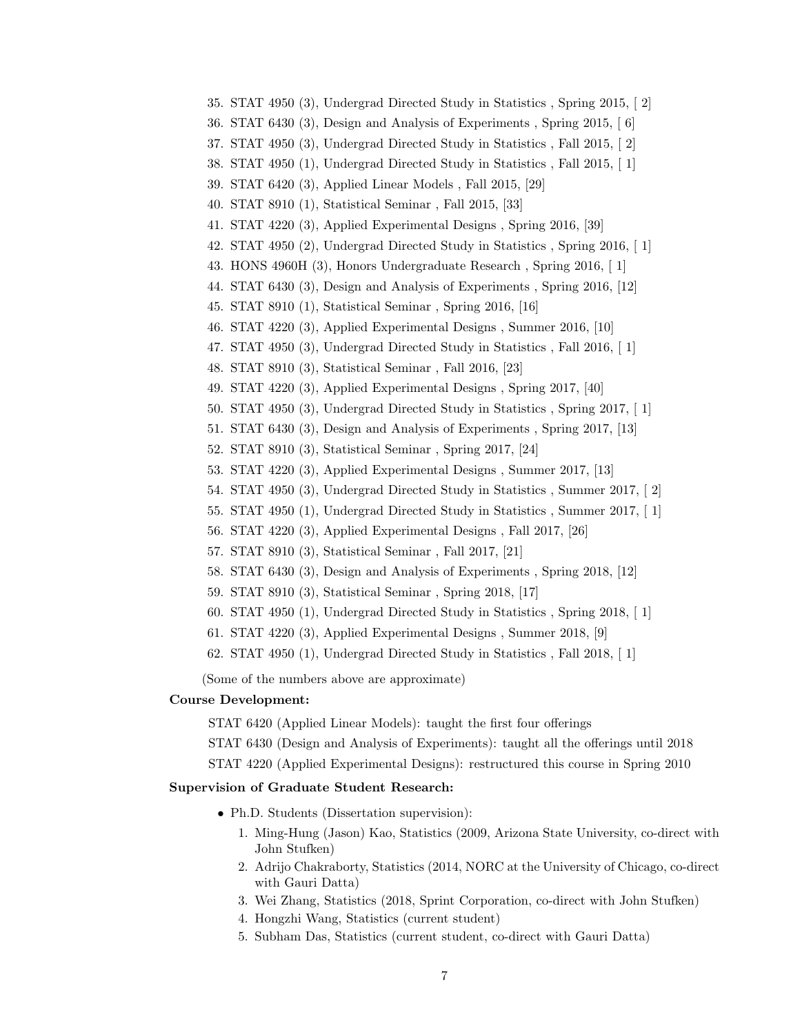35. STAT 4950 (3), Undergrad Directed Study in Statistics , Spring 2015, [ 2]
36. STAT 6430 (3), Design and Analysis of Experiments , Spring 2015, [ 6]
37. STAT 4950 (3), Undergrad Directed Study in Statistics , Fall 2015, [ 2]
38. STAT 4950 (1), Undergrad Directed Study in Statistics , Fall 2015, [ 1]
39. STAT 6420 (3), Applied Linear Models , Fall 2015, [29]
40. STAT 8910 (1), Statistical Seminar , Fall 2015, [33]
41. STAT 4220 (3), Applied Experimental Designs , Spring 2016, [39]
42. STAT 4950 (2), Undergrad Directed Study in Statistics , Spring 2016, [ 1]
43. HONS 4960H (3), Honors Undergraduate Research , Spring 2016, [ 1]
44. STAT 6430 (3), Design and Analysis of Experiments , Spring 2016, [12]
45. STAT 8910 (1), Statistical Seminar , Spring 2016, [16]
46. STAT 4220 (3), Applied Experimental Designs , Summer 2016, [10]
47. STAT 4950 (3), Undergrad Directed Study in Statistics , Fall 2016, [ 1]
48. STAT 8910 (3), Statistical Seminar , Fall 2016, [23]
49. STAT 4220 (3), Applied Experimental Designs , Spring 2017, [40]
50. STAT 4950 (3), Undergrad Directed Study in Statistics , Spring 2017, [ 1]
51. STAT 6430 (3), Design and Analysis of Experiments , Spring 2017, [13]
52. STAT 8910 (3), Statistical Seminar , Spring 2017, [24]
53. STAT 4220 (3), Applied Experimental Designs , Summer 2017, [13]
54. STAT 4950 (3), Undergrad Directed Study in Statistics , Summer 2017, [ 2]
55. STAT 4950 (1), Undergrad Directed Study in Statistics , Summer 2017, [ 1]
56. STAT 4220 (3), Applied Experimental Designs , Fall 2017, [26]
57. STAT 8910 (3), Statistical Seminar , Fall 2017, [21]
58. STAT 6430 (3), Design and Analysis of Experiments , Spring 2018, [12]
59. STAT 8910 (3), Statistical Seminar , Spring 2018, [17]
60. STAT 4950 (1), Undergrad Directed Study in Statistics , Spring 2018, [ 1]
61. STAT 4220 (3), Applied Experimental Designs , Summer 2018, [9]
62. STAT 4950 (1), Undergrad Directed Study in Statistics , Fall 2018, [ 1]

(Some of the numbers above are approximate)

**Course Development:**

STAT 6420 (Applied Linear Models): taught the first four offerings

STAT 6430 (Design and Analysis of Experiments): taught all the offerings until 2018

STAT 4220 (Applied Experimental Designs): restructured this course in Spring 2010

**Supervision of Graduate Student Research:**

- Ph.D. Students (Dissertation supervision):
  1. Ming-Hung (Jason) Kao, Statistics (2009, Arizona State University, co-direct with John Stufken)
  2. Adrijo Chakraborty, Statistics (2014, NORC at the University of Chicago, co-direct with Gauri Datta)
  3. Wei Zhang, Statistics (2018, Sprint Corporation, co-direct with John Stufken)
  4. Hongzhi Wang, Statistics (current student)
  5. Subham Das, Statistics (current student, co-direct with Gauri Datta)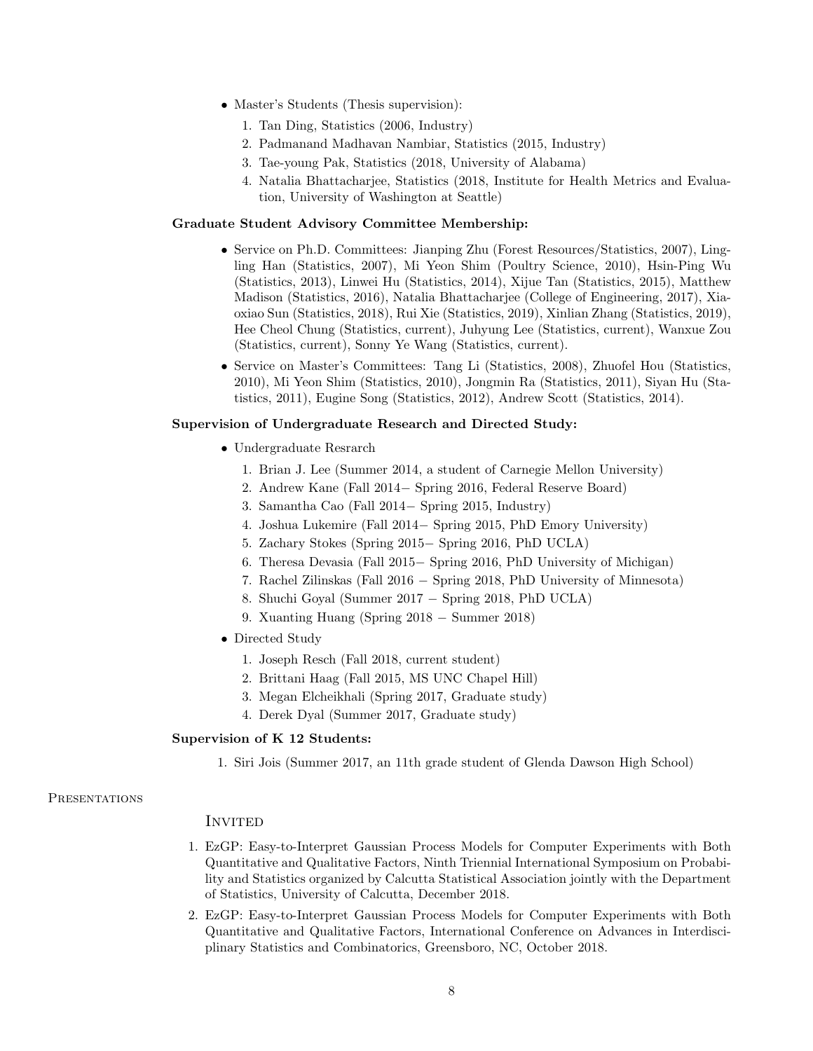- Master's Students (Thesis supervision):
  1. Tan Ding, Statistics (2006, Industry)
  2. Padmanand Madhavan Nambiar, Statistics (2015, Industry)
  3. Tae-young Pak, Statistics (2018, University of Alabama)
  4. Natalia Bhattacharjee, Statistics (2018, Institute for Health Metrics and Evaluation, University of Washington at Seattle)

**Graduate Student Advisory Committee Membership:**

- Service on Ph.D. Committees: Jianping Zhu (Forest Resources/Statistics, 2007), Lingling Han (Statistics, 2007), Mi Yeon Shim (Poultry Science, 2010), Hsin-Ping Wu (Statistics, 2013), Linwei Hu (Statistics, 2014), Xijue Tan (Statistics, 2015), Matthew Madison (Statistics, 2016), Natalia Bhattacharjee (College of Engineering, 2017), Xiaoxiao Sun (Statistics, 2018), Rui Xie (Statistics, 2019), Xinlian Zhang (Statistics, 2019), Hee Cheol Chung (Statistics, current), Juhyung Lee (Statistics, current), Wanxue Zou (Statistics, current), Sonny Ye Wang (Statistics, current).
- Service on Master's Committees: Tang Li (Statistics, 2008), Zhuofel Hou (Statistics, 2010), Mi Yeon Shim (Statistics, 2010), Jongmin Ra (Statistics, 2011), Siyan Hu (Statistics, 2011), Eugine Song (Statistics, 2012), Andrew Scott (Statistics, 2014).

**Supervision of Undergraduate Research and Directed Study:**

- Undergraduate Resrarch
  1. Brian J. Lee (Summer 2014, a student of Carnegie Mellon University)
  2. Andrew Kane (Fall 2014− Spring 2016, Federal Reserve Board)
  3. Samantha Cao (Fall 2014− Spring 2015, Industry)
  4. Joshua Lukemire (Fall 2014− Spring 2015, PhD Emory University)
  5. Zachary Stokes (Spring 2015− Spring 2016, PhD UCLA)
  6. Theresa Devasia (Fall 2015− Spring 2016, PhD University of Michigan)
  7. Rachel Zilinskas (Fall 2016 − Spring 2018, PhD University of Minnesota)
  8. Shuchi Goyal (Summer 2017 − Spring 2018, PhD UCLA)
  9. Xuanting Huang (Spring 2018 − Summer 2018)
- Directed Study
  1. Joseph Resch (Fall 2018, current student)
  2. Brittani Haag (Fall 2015, MS UNC Chapel Hill)
  3. Megan Elcheikhali (Spring 2017, Graduate study)
  4. Derek Dyal (Summer 2017, Graduate study)

**Supervision of K 12 Students:**

1. Siri Jois (Summer 2017, an 11th grade student of Glenda Dawson High School)

## Presentations

### Invited

1. EzGP: Easy-to-Interpret Gaussian Process Models for Computer Experiments with Both Quantitative and Qualitative Factors, Ninth Triennial International Symposium on Probability and Statistics organized by Calcutta Statistical Association jointly with the Department of Statistics, University of Calcutta, December 2018.
2. EzGP: Easy-to-Interpret Gaussian Process Models for Computer Experiments with Both Quantitative and Qualitative Factors, International Conference on Advances in Interdisciplinary Statistics and Combinatorics, Greensboro, NC, October 2018.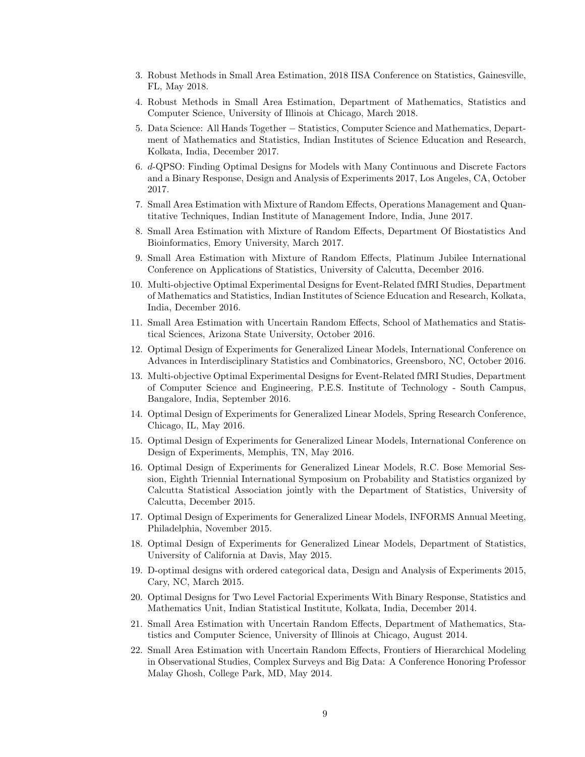3. Robust Methods in Small Area Estimation, 2018 IISA Conference on Statistics, Gainesville, FL, May 2018.
4. Robust Methods in Small Area Estimation, Department of Mathematics, Statistics and Computer Science, University of Illinois at Chicago, March 2018.
5. Data Science: All Hands Together − Statistics, Computer Science and Mathematics, Department of Mathematics and Statistics, Indian Institutes of Science Education and Research, Kolkata, India, December 2017.
6. *d*-QPSO: Finding Optimal Designs for Models with Many Continuous and Discrete Factors and a Binary Response, Design and Analysis of Experiments 2017, Los Angeles, CA, October 2017.
7. Small Area Estimation with Mixture of Random Effects, Operations Management and Quantitative Techniques, Indian Institute of Management Indore, India, June 2017.
8. Small Area Estimation with Mixture of Random Effects, Department Of Biostatistics And Bioinformatics, Emory University, March 2017.
9. Small Area Estimation with Mixture of Random Effects, Platinum Jubilee International Conference on Applications of Statistics, University of Calcutta, December 2016.
10. Multi-objective Optimal Experimental Designs for Event-Related fMRI Studies, Department of Mathematics and Statistics, Indian Institutes of Science Education and Research, Kolkata, India, December 2016.
11. Small Area Estimation with Uncertain Random Effects, School of Mathematics and Statistical Sciences, Arizona State University, October 2016.
12. Optimal Design of Experiments for Generalized Linear Models, International Conference on Advances in Interdisciplinary Statistics and Combinatorics, Greensboro, NC, October 2016.
13. Multi-objective Optimal Experimental Designs for Event-Related fMRI Studies, Department of Computer Science and Engineering, P.E.S. Institute of Technology - South Campus, Bangalore, India, September 2016.
14. Optimal Design of Experiments for Generalized Linear Models, Spring Research Conference, Chicago, IL, May 2016.
15. Optimal Design of Experiments for Generalized Linear Models, International Conference on Design of Experiments, Memphis, TN, May 2016.
16. Optimal Design of Experiments for Generalized Linear Models, R.C. Bose Memorial Session, Eighth Triennial International Symposium on Probability and Statistics organized by Calcutta Statistical Association jointly with the Department of Statistics, University of Calcutta, December 2015.
17. Optimal Design of Experiments for Generalized Linear Models, INFORMS Annual Meeting, Philadelphia, November 2015.
18. Optimal Design of Experiments for Generalized Linear Models, Department of Statistics, University of California at Davis, May 2015.
19. D-optimal designs with ordered categorical data, Design and Analysis of Experiments 2015, Cary, NC, March 2015.
20. Optimal Designs for Two Level Factorial Experiments With Binary Response, Statistics and Mathematics Unit, Indian Statistical Institute, Kolkata, India, December 2014.
21. Small Area Estimation with Uncertain Random Effects, Department of Mathematics, Statistics and Computer Science, University of Illinois at Chicago, August 2014.
22. Small Area Estimation with Uncertain Random Effects, Frontiers of Hierarchical Modeling in Observational Studies, Complex Surveys and Big Data: A Conference Honoring Professor Malay Ghosh, College Park, MD, May 2014.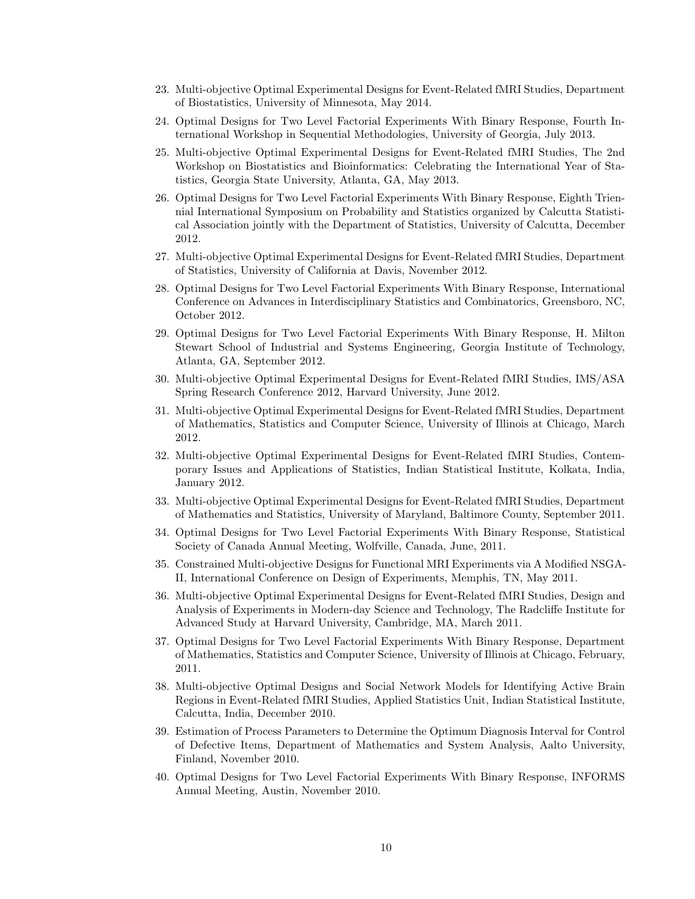23. Multi-objective Optimal Experimental Designs for Event-Related fMRI Studies, Department of Biostatistics, University of Minnesota, May 2014.
24. Optimal Designs for Two Level Factorial Experiments With Binary Response, Fourth International Workshop in Sequential Methodologies, University of Georgia, July 2013.
25. Multi-objective Optimal Experimental Designs for Event-Related fMRI Studies, The 2nd Workshop on Biostatistics and Bioinformatics: Celebrating the International Year of Statistics, Georgia State University, Atlanta, GA, May 2013.
26. Optimal Designs for Two Level Factorial Experiments With Binary Response, Eighth Triennial International Symposium on Probability and Statistics organized by Calcutta Statistical Association jointly with the Department of Statistics, University of Calcutta, December 2012.
27. Multi-objective Optimal Experimental Designs for Event-Related fMRI Studies, Department of Statistics, University of California at Davis, November 2012.
28. Optimal Designs for Two Level Factorial Experiments With Binary Response, International Conference on Advances in Interdisciplinary Statistics and Combinatorics, Greensboro, NC, October 2012.
29. Optimal Designs for Two Level Factorial Experiments With Binary Response, H. Milton Stewart School of Industrial and Systems Engineering, Georgia Institute of Technology, Atlanta, GA, September 2012.
30. Multi-objective Optimal Experimental Designs for Event-Related fMRI Studies, IMS/ASA Spring Research Conference 2012, Harvard University, June 2012.
31. Multi-objective Optimal Experimental Designs for Event-Related fMRI Studies, Department of Mathematics, Statistics and Computer Science, University of Illinois at Chicago, March 2012.
32. Multi-objective Optimal Experimental Designs for Event-Related fMRI Studies, Contemporary Issues and Applications of Statistics, Indian Statistical Institute, Kolkata, India, January 2012.
33. Multi-objective Optimal Experimental Designs for Event-Related fMRI Studies, Department of Mathematics and Statistics, University of Maryland, Baltimore County, September 2011.
34. Optimal Designs for Two Level Factorial Experiments With Binary Response, Statistical Society of Canada Annual Meeting, Wolfville, Canada, June, 2011.
35. Constrained Multi-objective Designs for Functional MRI Experiments via A Modified NSGA-II, International Conference on Design of Experiments, Memphis, TN, May 2011.
36. Multi-objective Optimal Experimental Designs for Event-Related fMRI Studies, Design and Analysis of Experiments in Modern-day Science and Technology, The Radcliffe Institute for Advanced Study at Harvard University, Cambridge, MA, March 2011.
37. Optimal Designs for Two Level Factorial Experiments With Binary Response, Department of Mathematics, Statistics and Computer Science, University of Illinois at Chicago, February, 2011.
38. Multi-objective Optimal Designs and Social Network Models for Identifying Active Brain Regions in Event-Related fMRI Studies, Applied Statistics Unit, Indian Statistical Institute, Calcutta, India, December 2010.
39. Estimation of Process Parameters to Determine the Optimum Diagnosis Interval for Control of Defective Items, Department of Mathematics and System Analysis, Aalto University, Finland, November 2010.
40. Optimal Designs for Two Level Factorial Experiments With Binary Response, INFORMS Annual Meeting, Austin, November 2010.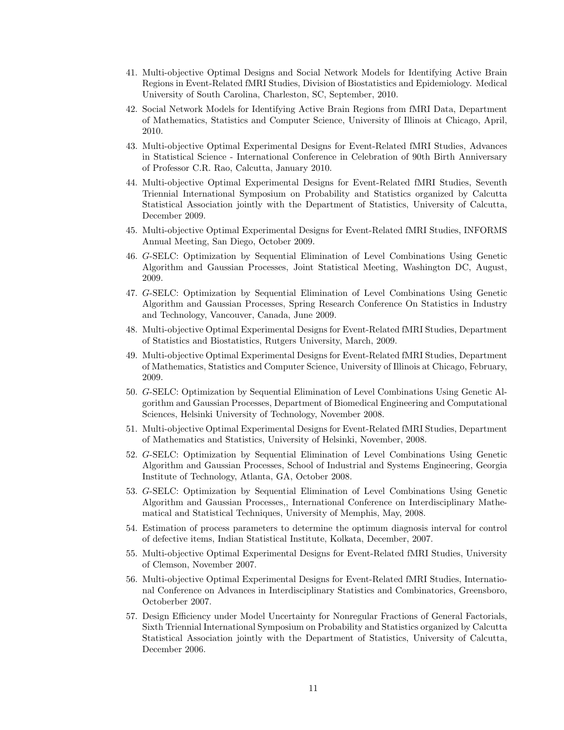41. Multi-objective Optimal Designs and Social Network Models for Identifying Active Brain Regions in Event-Related fMRI Studies, Division of Biostatistics and Epidemiology. Medical University of South Carolina, Charleston, SC, September, 2010.
42. Social Network Models for Identifying Active Brain Regions from fMRI Data, Department of Mathematics, Statistics and Computer Science, University of Illinois at Chicago, April, 2010.
43. Multi-objective Optimal Experimental Designs for Event-Related fMRI Studies, Advances in Statistical Science - International Conference in Celebration of 90th Birth Anniversary of Professor C.R. Rao, Calcutta, January 2010.
44. Multi-objective Optimal Experimental Designs for Event-Related fMRI Studies, Seventh Triennial International Symposium on Probability and Statistics organized by Calcutta Statistical Association jointly with the Department of Statistics, University of Calcutta, December 2009.
45. Multi-objective Optimal Experimental Designs for Event-Related fMRI Studies, INFORMS Annual Meeting, San Diego, October 2009.
46. *G*-SELC: Optimization by Sequential Elimination of Level Combinations Using Genetic Algorithm and Gaussian Processes, Joint Statistical Meeting, Washington DC, August, 2009.
47. *G*-SELC: Optimization by Sequential Elimination of Level Combinations Using Genetic Algorithm and Gaussian Processes, Spring Research Conference On Statistics in Industry and Technology, Vancouver, Canada, June 2009.
48. Multi-objective Optimal Experimental Designs for Event-Related fMRI Studies, Department of Statistics and Biostatistics, Rutgers University, March, 2009.
49. Multi-objective Optimal Experimental Designs for Event-Related fMRI Studies, Department of Mathematics, Statistics and Computer Science, University of Illinois at Chicago, February, 2009.
50. *G*-SELC: Optimization by Sequential Elimination of Level Combinations Using Genetic Algorithm and Gaussian Processes, Department of Biomedical Engineering and Computational Sciences, Helsinki University of Technology, November 2008.
51. Multi-objective Optimal Experimental Designs for Event-Related fMRI Studies, Department of Mathematics and Statistics, University of Helsinki, November, 2008.
52. *G*-SELC: Optimization by Sequential Elimination of Level Combinations Using Genetic Algorithm and Gaussian Processes, School of Industrial and Systems Engineering, Georgia Institute of Technology, Atlanta, GA, October 2008.
53. *G*-SELC: Optimization by Sequential Elimination of Level Combinations Using Genetic Algorithm and Gaussian Processes,, International Conference on Interdisciplinary Mathematical and Statistical Techniques, University of Memphis, May, 2008.
54. Estimation of process parameters to determine the optimum diagnosis interval for control of defective items, Indian Statistical Institute, Kolkata, December, 2007.
55. Multi-objective Optimal Experimental Designs for Event-Related fMRI Studies, University of Clemson, November 2007.
56. Multi-objective Optimal Experimental Designs for Event-Related fMRI Studies, International Conference on Advances in Interdisciplinary Statistics and Combinatorics, Greensboro, Octoberber 2007.
57. Design Efficiency under Model Uncertainty for Nonregular Fractions of General Factorials, Sixth Triennial International Symposium on Probability and Statistics organized by Calcutta Statistical Association jointly with the Department of Statistics, University of Calcutta, December 2006.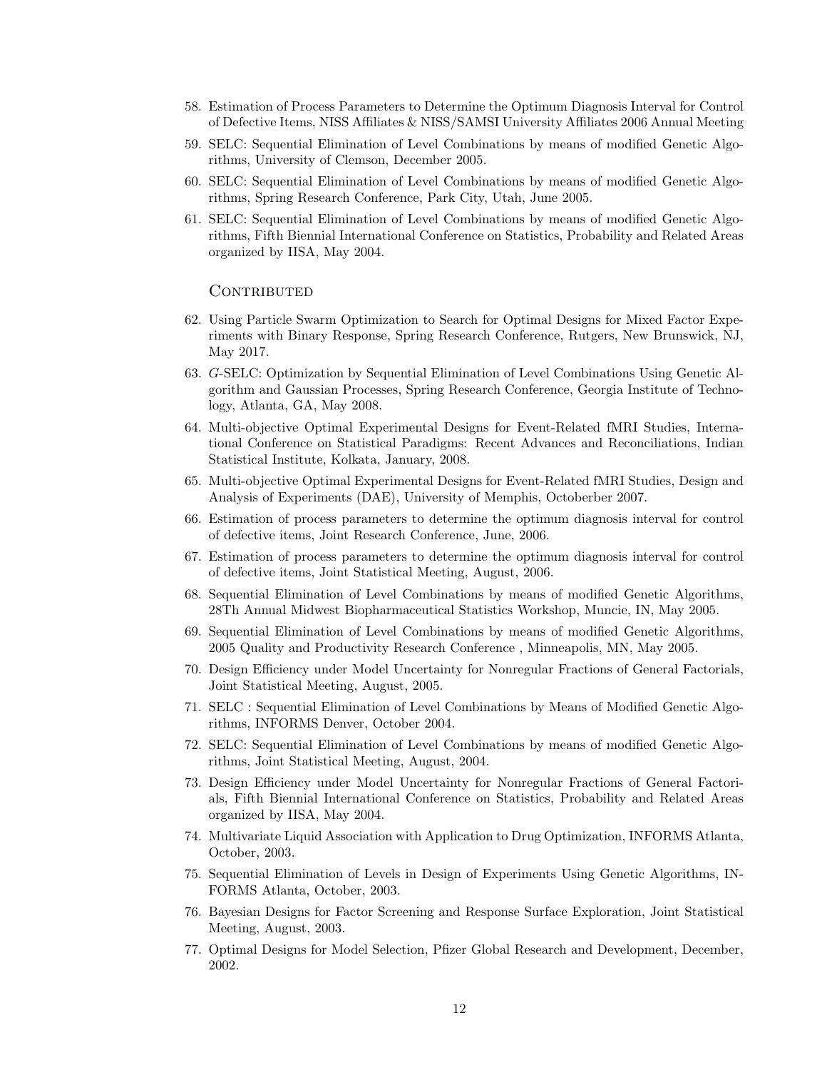58. Estimation of Process Parameters to Determine the Optimum Diagnosis Interval for Control of Defective Items, NISS Affiliates & NISS/SAMSI University Affiliates 2006 Annual Meeting

59. SELC: Sequential Elimination of Level Combinations by means of modified Genetic Algorithms, University of Clemson, December 2005.

60. SELC: Sequential Elimination of Level Combinations by means of modified Genetic Algorithms, Spring Research Conference, Park City, Utah, June 2005.

61. SELC: Sequential Elimination of Level Combinations by means of modified Genetic Algorithms, Fifth Biennial International Conference on Statistics, Probability and Related Areas organized by IISA, May 2004.

### Contributed

62. Using Particle Swarm Optimization to Search for Optimal Designs for Mixed Factor Experiments with Binary Response, Spring Research Conference, Rutgers, New Brunswick, NJ, May 2017.

63. *G*-SELC: Optimization by Sequential Elimination of Level Combinations Using Genetic Algorithm and Gaussian Processes, Spring Research Conference, Georgia Institute of Technology, Atlanta, GA, May 2008.

64. Multi-objective Optimal Experimental Designs for Event-Related fMRI Studies, International Conference on Statistical Paradigms: Recent Advances and Reconciliations, Indian Statistical Institute, Kolkata, January, 2008.

65. Multi-objective Optimal Experimental Designs for Event-Related fMRI Studies, Design and Analysis of Experiments (DAE), University of Memphis, Octoberber 2007.

66. Estimation of process parameters to determine the optimum diagnosis interval for control of defective items, Joint Research Conference, June, 2006.

67. Estimation of process parameters to determine the optimum diagnosis interval for control of defective items, Joint Statistical Meeting, August, 2006.

68. Sequential Elimination of Level Combinations by means of modified Genetic Algorithms, 28Th Annual Midwest Biopharmaceutical Statistics Workshop, Muncie, IN, May 2005.

69. Sequential Elimination of Level Combinations by means of modified Genetic Algorithms, 2005 Quality and Productivity Research Conference , Minneapolis, MN, May 2005.

70. Design Efficiency under Model Uncertainty for Nonregular Fractions of General Factorials, Joint Statistical Meeting, August, 2005.

71. SELC : Sequential Elimination of Level Combinations by Means of Modified Genetic Algorithms, INFORMS Denver, October 2004.

72. SELC: Sequential Elimination of Level Combinations by means of modified Genetic Algorithms, Joint Statistical Meeting, August, 2004.

73. Design Efficiency under Model Uncertainty for Nonregular Fractions of General Factorials, Fifth Biennial International Conference on Statistics, Probability and Related Areas organized by IISA, May 2004.

74. Multivariate Liquid Association with Application to Drug Optimization, INFORMS Atlanta, October, 2003.

75. Sequential Elimination of Levels in Design of Experiments Using Genetic Algorithms, INFORMS Atlanta, October, 2003.

76. Bayesian Designs for Factor Screening and Response Surface Exploration, Joint Statistical Meeting, August, 2003.

77. Optimal Designs for Model Selection, Pfizer Global Research and Development, December, 2002.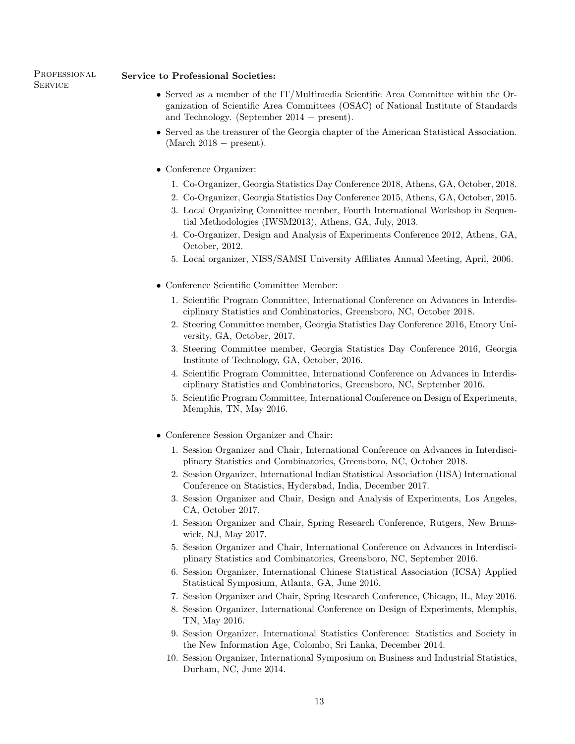## Professional Service

**Service to Professional Societies:**

- Served as a member of the IT/Multimedia Scientific Area Committee within the Organization of Scientific Area Committees (OSAC) of National Institute of Standards and Technology. (September 2014 − present).
- Served as the treasurer of the Georgia chapter of the American Statistical Association. (March 2018 − present).

- Conference Organizer:
  1. Co-Organizer, Georgia Statistics Day Conference 2018, Athens, GA, October, 2018.
  2. Co-Organizer, Georgia Statistics Day Conference 2015, Athens, GA, October, 2015.
  3. Local Organizing Committee member, Fourth International Workshop in Sequential Methodologies (IWSM2013), Athens, GA, July, 2013.
  4. Co-Organizer, Design and Analysis of Experiments Conference 2012, Athens, GA, October, 2012.
  5. Local organizer, NISS/SAMSI University Affiliates Annual Meeting, April, 2006.

- Conference Scientific Committee Member:
  1. Scientific Program Committee, International Conference on Advances in Interdisciplinary Statistics and Combinatorics, Greensboro, NC, October 2018.
  2. Steering Committee member, Georgia Statistics Day Conference 2016, Emory University, GA, October, 2017.
  3. Steering Committee member, Georgia Statistics Day Conference 2016, Georgia Institute of Technology, GA, October, 2016.
  4. Scientific Program Committee, International Conference on Advances in Interdisciplinary Statistics and Combinatorics, Greensboro, NC, September 2016.
  5. Scientific Program Committee, International Conference on Design of Experiments, Memphis, TN, May 2016.

- Conference Session Organizer and Chair:
  1. Session Organizer and Chair, International Conference on Advances in Interdisciplinary Statistics and Combinatorics, Greensboro, NC, October 2018.
  2. Session Organizer, International Indian Statistical Association (IISA) International Conference on Statistics, Hyderabad, India, December 2017.
  3. Session Organizer and Chair, Design and Analysis of Experiments, Los Angeles, CA, October 2017.
  4. Session Organizer and Chair, Spring Research Conference, Rutgers, New Brunswick, NJ, May 2017.
  5. Session Organizer and Chair, International Conference on Advances in Interdisciplinary Statistics and Combinatorics, Greensboro, NC, September 2016.
  6. Session Organizer, International Chinese Statistical Association (ICSA) Applied Statistical Symposium, Atlanta, GA, June 2016.
  7. Session Organizer and Chair, Spring Research Conference, Chicago, IL, May 2016.
  8. Session Organizer, International Conference on Design of Experiments, Memphis, TN, May 2016.
  9. Session Organizer, International Statistics Conference: Statistics and Society in the New Information Age, Colombo, Sri Lanka, December 2014.
  10. Session Organizer, International Symposium on Business and Industrial Statistics, Durham, NC, June 2014.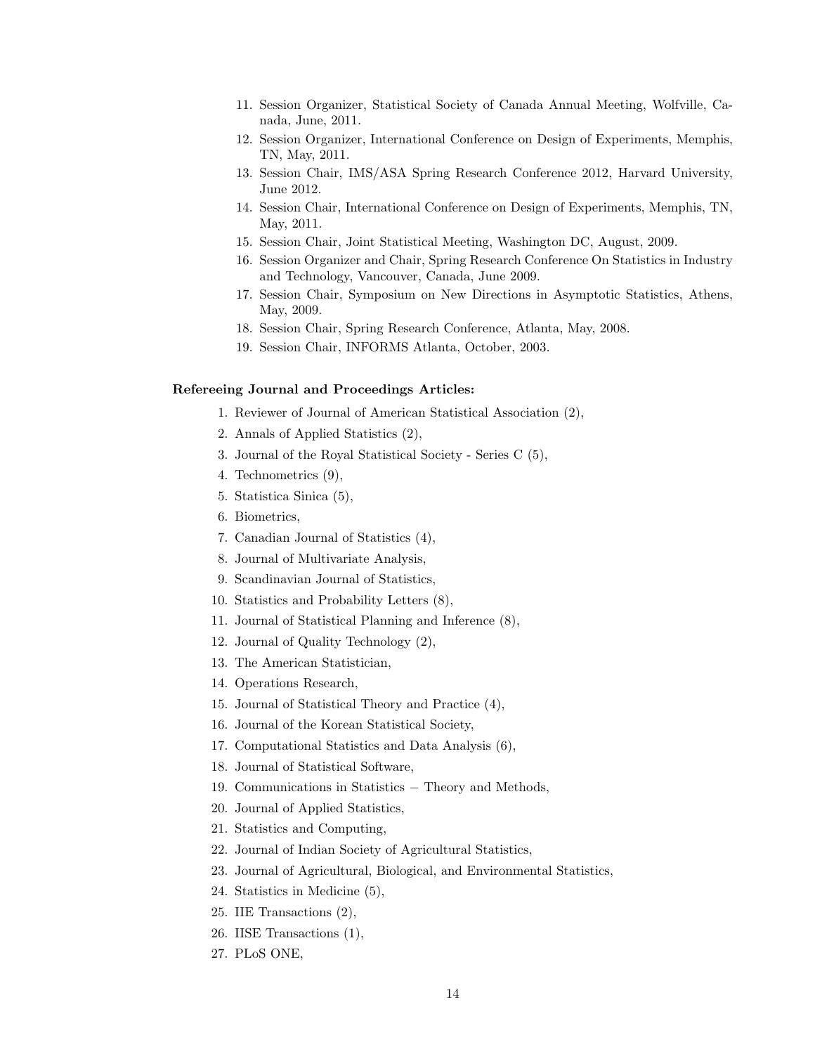11. Session Organizer, Statistical Society of Canada Annual Meeting, Wolfville, Canada, June, 2011.
12. Session Organizer, International Conference on Design of Experiments, Memphis, TN, May, 2011.
13. Session Chair, IMS/ASA Spring Research Conference 2012, Harvard University, June 2012.
14. Session Chair, International Conference on Design of Experiments, Memphis, TN, May, 2011.
15. Session Chair, Joint Statistical Meeting, Washington DC, August, 2009.
16. Session Organizer and Chair, Spring Research Conference On Statistics in Industry and Technology, Vancouver, Canada, June 2009.
17. Session Chair, Symposium on New Directions in Asymptotic Statistics, Athens, May, 2009.
18. Session Chair, Spring Research Conference, Atlanta, May, 2008.
19. Session Chair, INFORMS Atlanta, October, 2003.

**Refereeing Journal and Proceedings Articles:**

1. Reviewer of Journal of American Statistical Association (2),
2. Annals of Applied Statistics (2),
3. Journal of the Royal Statistical Society - Series C (5),
4. Technometrics (9),
5. Statistica Sinica (5),
6. Biometrics,
7. Canadian Journal of Statistics (4),
8. Journal of Multivariate Analysis,
9. Scandinavian Journal of Statistics,
10. Statistics and Probability Letters (8),
11. Journal of Statistical Planning and Inference (8),
12. Journal of Quality Technology (2),
13. The American Statistician,
14. Operations Research,
15. Journal of Statistical Theory and Practice (4),
16. Journal of the Korean Statistical Society,
17. Computational Statistics and Data Analysis (6),
18. Journal of Statistical Software,
19. Communications in Statistics − Theory and Methods,
20. Journal of Applied Statistics,
21. Statistics and Computing,
22. Journal of Indian Society of Agricultural Statistics,
23. Journal of Agricultural, Biological, and Environmental Statistics,
24. Statistics in Medicine (5),
25. IIE Transactions (2),
26. IISE Transactions (1),
27. PLoS ONE,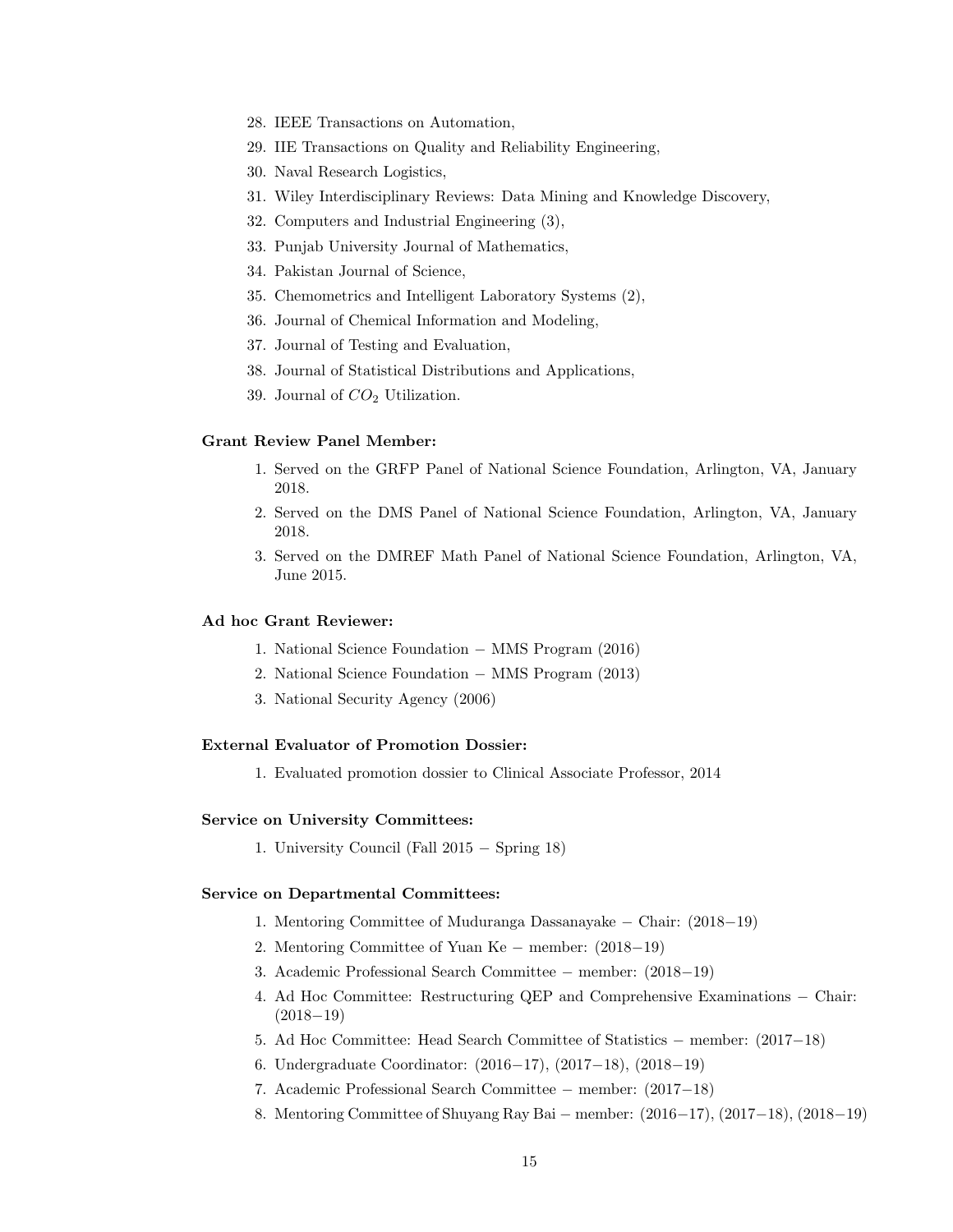28. IEEE Transactions on Automation,
29. IIE Transactions on Quality and Reliability Engineering,
30. Naval Research Logistics,
31. Wiley Interdisciplinary Reviews: Data Mining and Knowledge Discovery,
32. Computers and Industrial Engineering (3),
33. Punjab University Journal of Mathematics,
34. Pakistan Journal of Science,
35. Chemometrics and Intelligent Laboratory Systems (2),
36. Journal of Chemical Information and Modeling,
37. Journal of Testing and Evaluation,
38. Journal of Statistical Distributions and Applications,
39. Journal of $CO_2$ Utilization.

**Grant Review Panel Member:**

1. Served on the GRFP Panel of National Science Foundation, Arlington, VA, January 2018.
2. Served on the DMS Panel of National Science Foundation, Arlington, VA, January 2018.
3. Served on the DMREF Math Panel of National Science Foundation, Arlington, VA, June 2015.

**Ad hoc Grant Reviewer:**

1. National Science Foundation − MMS Program (2016)
2. National Science Foundation − MMS Program (2013)
3. National Security Agency (2006)

**External Evaluator of Promotion Dossier:**

1. Evaluated promotion dossier to Clinical Associate Professor, 2014

**Service on University Committees:**

1. University Council (Fall 2015 − Spring 18)

**Service on Departmental Committees:**

1. Mentoring Committee of Muduranga Dassanayake − Chair: (2018−19)
2. Mentoring Committee of Yuan Ke − member: (2018−19)
3. Academic Professional Search Committee − member: (2018−19)
4. Ad Hoc Committee: Restructuring QEP and Comprehensive Examinations − Chair: (2018−19)
5. Ad Hoc Committee: Head Search Committee of Statistics − member: (2017−18)
6. Undergraduate Coordinator: (2016−17), (2017−18), (2018−19)
7. Academic Professional Search Committee − member: (2017−18)
8. Mentoring Committee of Shuyang Ray Bai − member: (2016−17), (2017−18), (2018−19)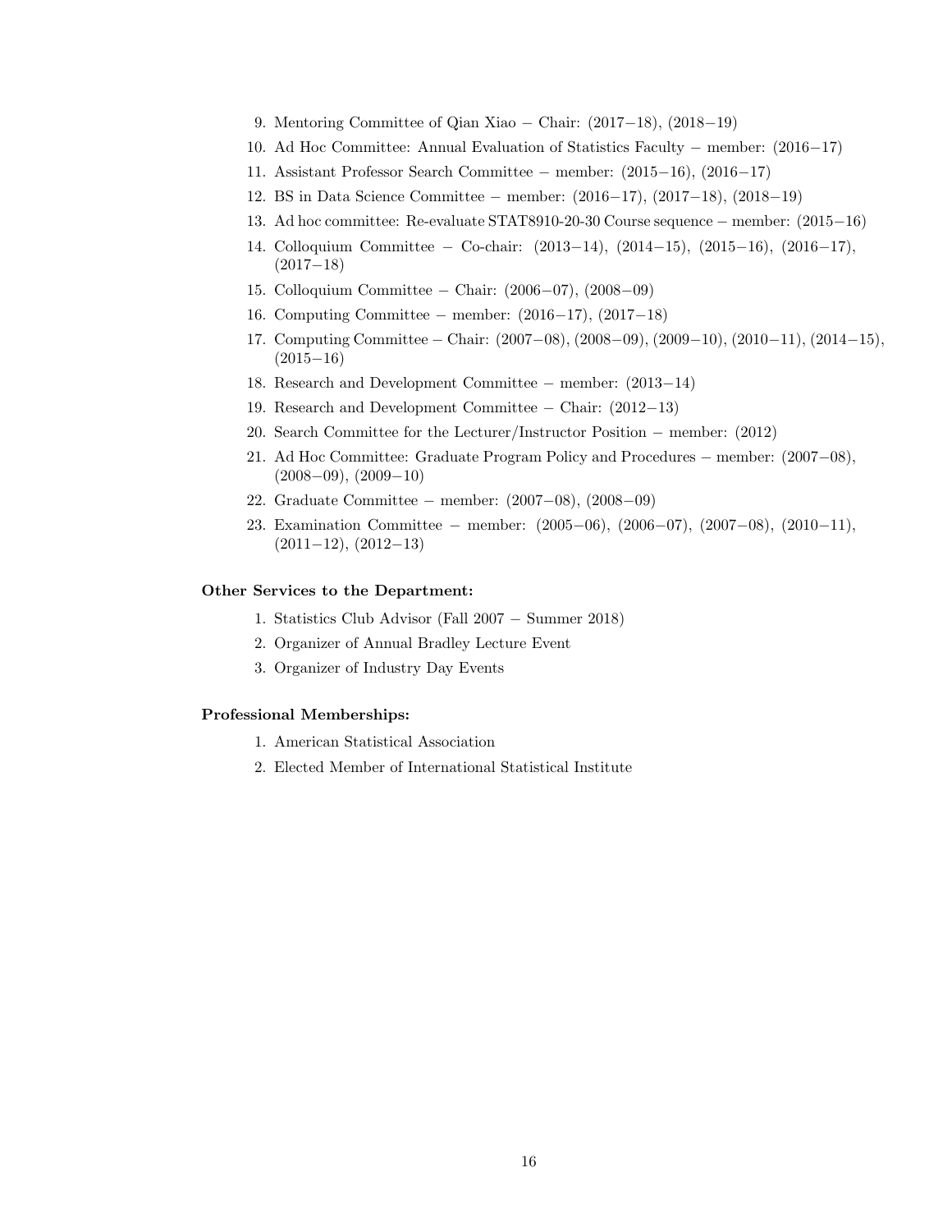9. Mentoring Committee of Qian Xiao − Chair: (2017−18), (2018−19)
10. Ad Hoc Committee: Annual Evaluation of Statistics Faculty − member: (2016−17)
11. Assistant Professor Search Committee − member: (2015−16), (2016−17)
12. BS in Data Science Committee − member: (2016−17), (2017−18), (2018−19)
13. Ad hoc committee: Re-evaluate STAT8910-20-30 Course sequence − member: (2015−16)
14. Colloquium Committee − Co-chair: (2013−14), (2014−15), (2015−16), (2016−17), (2017−18)
15. Colloquium Committee − Chair: (2006−07), (2008−09)
16. Computing Committee − member: (2016−17), (2017−18)
17. Computing Committee – Chair: (2007−08), (2008−09), (2009−10), (2010−11), (2014−15), (2015−16)
18. Research and Development Committee − member: (2013−14)
19. Research and Development Committee − Chair: (2012−13)
20. Search Committee for the Lecturer/Instructor Position − member: (2012)
21. Ad Hoc Committee: Graduate Program Policy and Procedures − member: (2007−08), (2008−09), (2009−10)
22. Graduate Committee − member: (2007−08), (2008−09)
23. Examination Committee − member: (2005−06), (2006−07), (2007−08), (2010−11), (2011−12), (2012−13)

**Other Services to the Department:**

1. Statistics Club Advisor (Fall 2007 − Summer 2018)
2. Organizer of Annual Bradley Lecture Event
3. Organizer of Industry Day Events

**Professional Memberships:**

1. American Statistical Association
2. Elected Member of International Statistical Institute